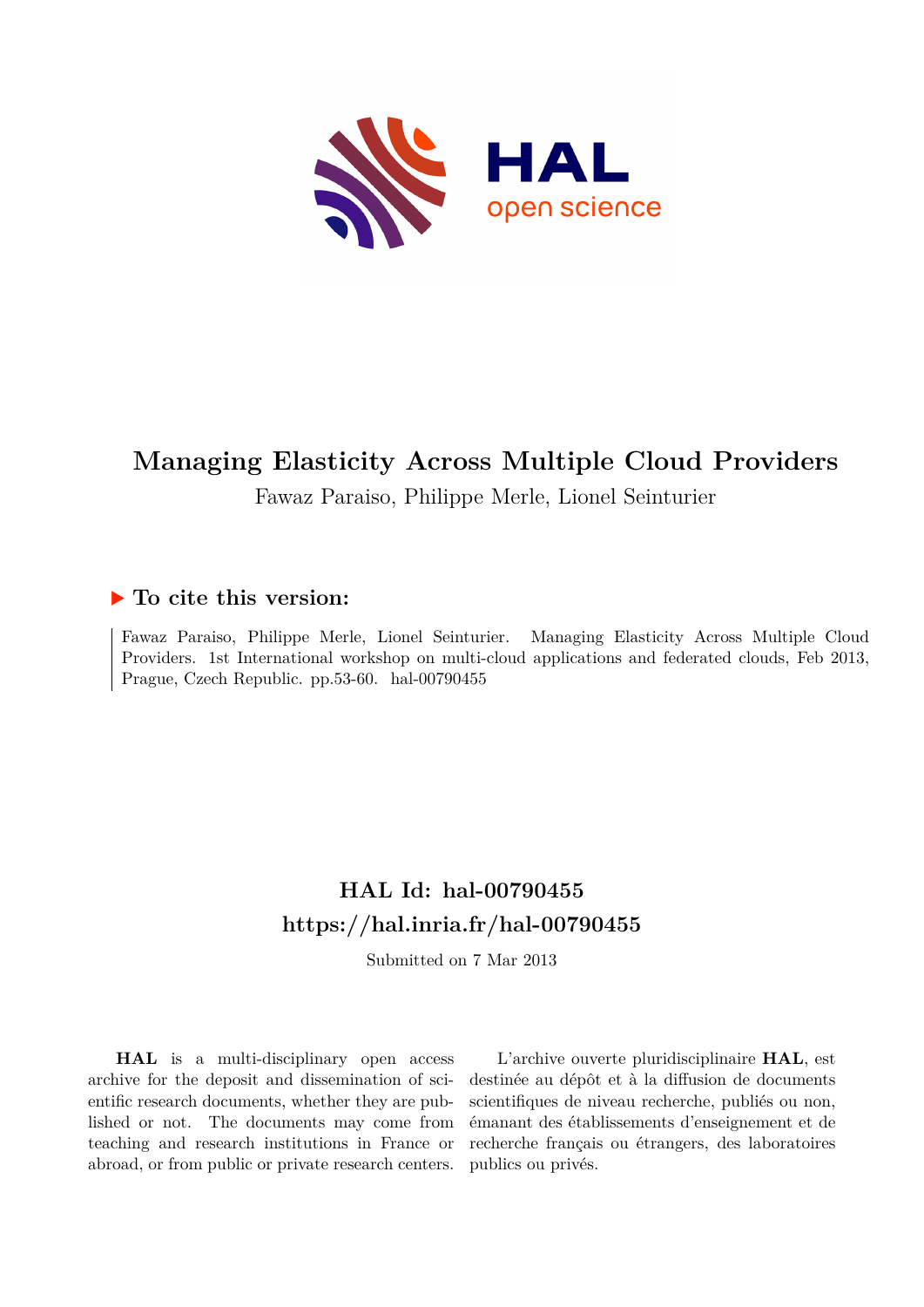# Managing Elasticity Across Multiple Cloud Providers

Fawaz Paraiso, Philippe Merle, Lionel Seinturier

## ▶ To cite this version:

Fawaz Paraiso, Philippe Merle, Lionel Seinturier. Managing Elasticity Across Multiple Cloud Providers. 1st International workshop on multi-cloud applications and federated clouds, Feb 2013, Prague, Czech Republic. pp.53-60. hal-00790455

## HAL Id: hal-00790455
## https://hal.inria.fr/hal-00790455

Submitted on 7 Mar 2013

**HAL** is a multi-disciplinary open access archive for the deposit and dissemination of scientific research documents, whether they are published or not. The documents may come from teaching and research institutions in France or abroad, or from public or private research centers.

L'archive ouverte pluridisciplinaire **HAL**, est destinée au dépôt et à la diffusion de documents scientifiques de niveau recherche, publiés ou non, émanant des établissements d'enseignement et de recherche français ou étrangers, des laboratoires publics ou privés.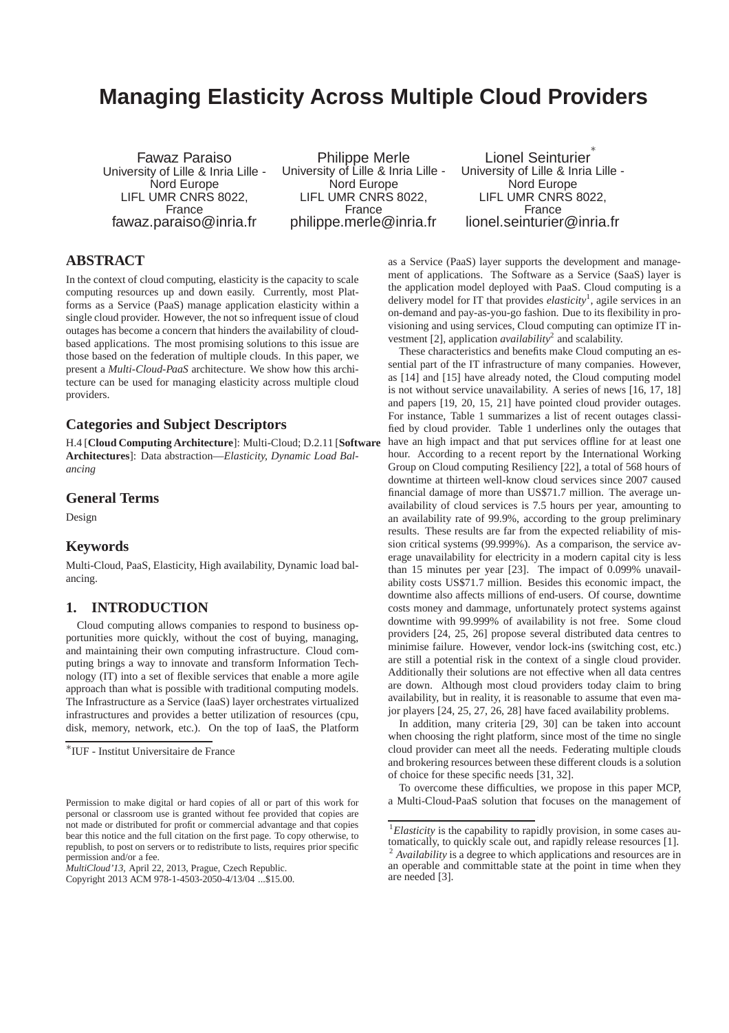# Managing Elasticity Across Multiple Cloud Providers

Fawaz Paraiso
University of Lille & Inria Lille - Nord Europe
LIFL UMR CNRS 8022, France
fawaz.paraiso@inria.fr

Philippe Merle
University of Lille & Inria Lille - Nord Europe
LIFL UMR CNRS 8022, France
philippe.merle@inria.fr

Lionel Seinturier[*]
University of Lille & Inria Lille - Nord Europe
LIFL UMR CNRS 8022, France
lionel.seinturier@inria.fr

## ABSTRACT

In the context of cloud computing, elasticity is the capacity to scale computing resources up and down easily. Currently, most Platforms as a Service (PaaS) manage application elasticity within a single cloud provider. However, the not so infrequent issue of cloud outages has become a concern that hinders the availability of cloud-based applications. The most promising solutions to this issue are those based on the federation of multiple clouds. In this paper, we present a *Multi-Cloud-PaaS* architecture. We show how this architecture can be used for managing elasticity across multiple cloud providers.

## Categories and Subject Descriptors

H.4 [**Cloud Computing Architecture**]: Multi-Cloud; D.2.11 [**Software Architectures**]: Data abstraction—*Elasticity, Dynamic Load Balancing*

## General Terms

Design

## Keywords

Multi-Cloud, PaaS, Elasticity, High availability, Dynamic load balancing.

## 1. INTRODUCTION

Cloud computing allows companies to respond to business opportunities more quickly, without the cost of buying, managing, and maintaining their own computing infrastructure. Cloud computing brings a way to innovate and transform Information Technology (IT) into a set of flexible services that enable a more agile approach than what is possible with traditional computing models. The Infrastructure as a Service (IaaS) layer orchestrates virtualized infrastructures and provides a better utilization of resources (cpu, disk, memory, network, etc.). On the top of IaaS, the Platform as a Service (PaaS) layer supports the development and management of applications. The Software as a Service (SaaS) layer is the application model deployed with PaaS. Cloud computing is a delivery model for IT that provides *elasticity*[1], agile services in an on-demand and pay-as-you-go fashion. Due to its flexibility in provisioning and using services, Cloud computing can optimize IT investment [2], application *availability*[2] and scalability.

These characteristics and benefits make Cloud computing an essential part of the IT infrastructure of many companies. However, as [14] and [15] have already noted, the Cloud computing model is not without service unavailability. A series of news [16, 17, 18] and papers [19, 20, 15, 21] have pointed cloud provider outages. For instance, Table 1 summarizes a list of recent outages classified by cloud provider. Table 1 underlines only the outages that have an high impact and that put services offline for at least one hour. According to a recent report by the International Working Group on Cloud computing Resiliency [22], a total of 568 hours of downtime at thirteen well-know cloud services since 2007 caused financial damage of more than US$71.7 million. The average unavailability of cloud services is 7.5 hours per year, amounting to an availability rate of 99.9%, according to the group preliminary results. These results are far from the expected reliability of mission critical systems (99.999%). As a comparison, the service average unavailability for electricity in a modern capital city is less than 15 minutes per year [23]. The impact of 0.099% unavailability costs US$71.7 million. Besides this economic impact, the downtime also affects millions of end-users. Of course, downtime costs money and dammage, unfortunately protect systems against downtime with 99.999% of availability is not free. Some cloud providers [24, 25, 26] propose several distributed data centres to minimise failure. However, vendor lock-ins (switching cost, etc.) are still a potential risk in the context of a single cloud provider. Additionally their solutions are not effective when all data centres are down. Although most cloud providers today claim to bring availability, but in reality, it is reasonable to assume that even major players [24, 25, 27, 26, 28] have faced availability problems.

In addition, many criteria [29, 30] can be taken into account when choosing the right platform, since most of the time no single cloud provider can meet all the needs. Federating multiple clouds and brokering resources between these different clouds is a solution of choice for these specific needs [31, 32].

To overcome these difficulties, we propose in this paper MCP, a Multi-Cloud-PaaS solution that focuses on the management of

[*]IUF - Institut Universitaire de France

Permission to make digital or hard copies of all or part of this work for personal or classroom use is granted without fee provided that copies are not made or distributed for profit or commercial advantage and that copies bear this notice and the full citation on the first page. To copy otherwise, to republish, to post on servers or to redistribute to lists, requires prior specific permission and/or a fee.
*MultiCloud'13,* April 22, 2013, Prague, Czech Republic.
Copyright 2013 ACM 978-1-4503-2050-4/13/04 ...$15.00.

[1]*Elasticity* is the capability to rapidly provision, in some cases automatically, to quickly scale out, and rapidly release resources [1].
[2] *Availability* is a degree to which applications and resources are in an operable and committable state at the point in time when they are needed [3].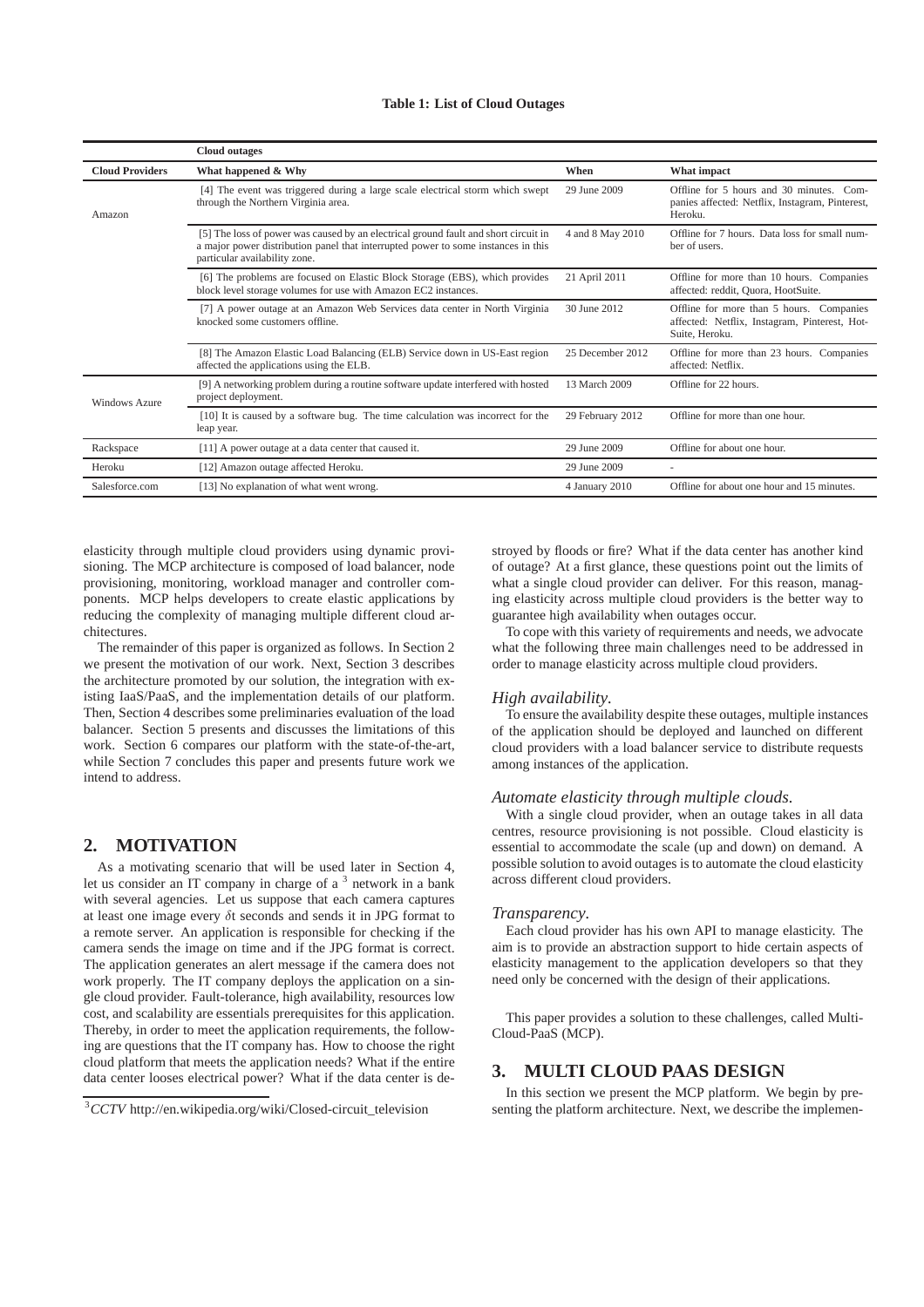**Table 1: List of Cloud Outages**

| | Cloud outages | | |
|---|---|---|---|
| **Cloud Providers** | **What happened & Why** | **When** | **What impact** |
| Amazon | [4] The event was triggered during a large scale electrical storm which swept through the Northern Virginia area. | 29 June 2009 | Offline for 5 hours and 30 minutes. Companies affected: Netflix, Instagram, Pinterest, Heroku. |
| | [5] The loss of power was caused by an electrical ground fault and short circuit in a major power distribution panel that interrupted power to some instances in this particular availability zone. | 4 and 8 May 2010 | Offline for 7 hours. Data loss for small number of users. |
| | [6] The problems are focused on Elastic Block Storage (EBS), which provides block level storage volumes for use with Amazon EC2 instances. | 21 April 2011 | Offline for more than 10 hours. Companies affected: reddit, Quora, HootSuite. |
| | [7] A power outage at an Amazon Web Services data center in North Virginia knocked some customers offline. | 30 June 2012 | Offline for more than 5 hours. Companies affected: Netflix, Instagram, Pinterest, HootSuite, Heroku. |
| | [8] The Amazon Elastic Load Balancing (ELB) Service down in US-East region affected the applications using the ELB. | 25 December 2012 | Offline for more than 23 hours. Companies affected: Netflix. |
| Windows Azure | [9] A networking problem during a routine software update interfered with hosted project deployment. | 13 March 2009 | Offline for 22 hours. |
| | [10] It is caused by a software bug. The time calculation was incorrect for the leap year. | 29 February 2012 | Offline for more than one hour. |
| Rackspace | [11] A power outage at a data center that caused it. | 29 June 2009 | Offline for about one hour. |
| Heroku | [12] Amazon outage affected Heroku. | 29 June 2009 | - |
| Salesforce.com | [13] No explanation of what went wrong. | 4 January 2010 | Offline for about one hour and 15 minutes. |

elasticity through multiple cloud providers using dynamic provisioning. The MCP architecture is composed of load balancer, node provisioning, monitoring, workload manager and controller components. MCP helps developers to create elastic applications by reducing the complexity of managing multiple different cloud architectures.

The remainder of this paper is organized as follows. In Section 2 we present the motivation of our work. Next, Section 3 describes the architecture promoted by our solution, the integration with existing IaaS/PaaS, and the implementation details of our platform. Then, Section 4 describes some preliminaries evaluation of the load balancer. Section 5 presents and discusses the limitations of this work. Section 6 compares our platform with the state-of-the-art, while Section 7 concludes this paper and presents future work we intend to address.

## 2. MOTIVATION

As a motivating scenario that will be used later in Section 4, let us consider an IT company in charge of a [3] network in a bank with several agencies. Let us suppose that each camera captures at least one image every $\delta$t seconds and sends it in JPG format to a remote server. An application is responsible for checking if the camera sends the image on time and if the JPG format is correct. The application generates an alert message if the camera does not work properly. The IT company deploys the application on a single cloud provider. Fault-tolerance, high availability, resources low cost, and scalability are essentials prerequisites for this application. Thereby, in order to meet the application requirements, the following are questions that the IT company has. How to choose the right cloud platform that meets the application needs? What if the entire data center looses electrical power? What if the data center is destroyed by floods or fire? What if the data center has another kind of outage? At a first glance, these questions point out the limits of what a single cloud provider can deliver. For this reason, managing elasticity across multiple cloud providers is the better way to guarantee high availability when outages occur.

To cope with this variety of requirements and needs, we advocate what the following three main challenges need to be addressed in order to manage elasticity across multiple cloud providers.

*High availability.*

To ensure the availability despite these outages, multiple instances of the application should be deployed and launched on different cloud providers with a load balancer service to distribute requests among instances of the application.

*Automate elasticity through multiple clouds.*

With a single cloud provider, when an outage takes in all data centres, resource provisioning is not possible. Cloud elasticity is essential to accommodate the scale (up and down) on demand. A possible solution to avoid outages is to automate the cloud elasticity across different cloud providers.

*Transparency.*

Each cloud provider has his own API to manage elasticity. The aim is to provide an abstraction support to hide certain aspects of elasticity management to the application developers so that they need only be concerned with the design of their applications.

This paper provides a solution to these challenges, called Multi-Cloud-PaaS (MCP).

## 3. MULTI CLOUD PAAS DESIGN

In this section we present the MCP platform. We begin by presenting the platform architecture. Next, we describe the implemen-

[3] *CCTV* http://en.wikipedia.org/wiki/Closed-circuit_television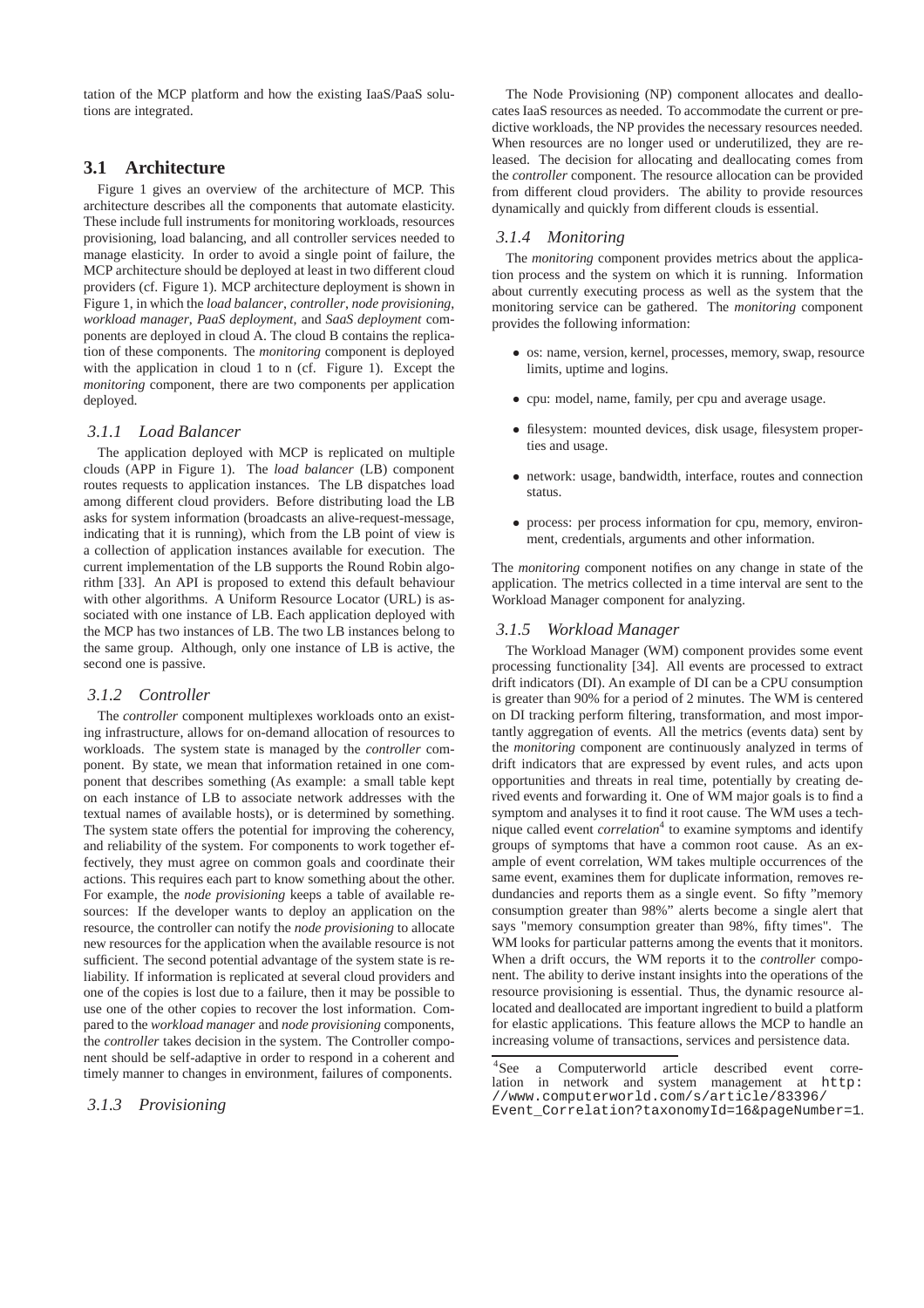tation of the MCP platform and how the existing IaaS/PaaS solutions are integrated.

## 3.1 Architecture

Figure 1 gives an overview of the architecture of MCP. This architecture describes all the components that automate elasticity. These include full instruments for monitoring workloads, resources provisioning, load balancing, and all controller services needed to manage elasticity. In order to avoid a single point of failure, the MCP architecture should be deployed at least in two different cloud providers (cf. Figure 1). MCP architecture deployment is shown in Figure 1, in which the *load balancer*, *controller*, *node provisioning*, *workload manager*, *PaaS deployment*, and *SaaS deployment* components are deployed in cloud A. The cloud B contains the replication of these components. The *monitoring* component is deployed with the application in cloud 1 to n (cf. Figure 1). Except the *monitoring* component, there are two components per application deployed.

### 3.1.1 Load Balancer

The application deployed with MCP is replicated on multiple clouds (APP in Figure 1). The *load balancer* (LB) component routes requests to application instances. The LB dispatches load among different cloud providers. Before distributing load the LB asks for system information (broadcasts an alive-request-message, indicating that it is running), which from the LB point of view is a collection of application instances available for execution. The current implementation of the LB supports the Round Robin algorithm [33]. An API is proposed to extend this default behaviour with other algorithms. A Uniform Resource Locator (URL) is associated with one instance of LB. Each application deployed with the MCP has two instances of LB. The two LB instances belong to the same group. Although, only one instance of LB is active, the second one is passive.

### 3.1.2 Controller

The *controller* component multiplexes workloads onto an existing infrastructure, allows for on-demand allocation of resources to workloads. The system state is managed by the *controller* component. By state, we mean that information retained in one component that describes something (As example: a small table kept on each instance of LB to associate network addresses with the textual names of available hosts), or is determined by something. The system state offers the potential for improving the coherency, and reliability of the system. For components to work together effectively, they must agree on common goals and coordinate their actions. This requires each part to know something about the other. For example, the *node provisioning* keeps a table of available resources: If the developer wants to deploy an application on the resource, the controller can notify the *node provisioning* to allocate new resources for the application when the available resource is not sufficient. The second potential advantage of the system state is reliability. If information is replicated at several cloud providers and one of the copies is lost due to a failure, then it may be possible to use one of the other copies to recover the lost information. Compared to the *workload manager* and *node provisioning* components, the *controller* takes decision in the system. The Controller component should be self-adaptive in order to respond in a coherent and timely manner to changes in environment, failures of components.

### 3.1.3 Provisioning

The Node Provisioning (NP) component allocates and deallocates IaaS resources as needed. To accommodate the current or predictive workloads, the NP provides the necessary resources needed. When resources are no longer used or underutilized, they are released. The decision for allocating and deallocating comes from the *controller* component. The resource allocation can be provided from different cloud providers. The ability to provide resources dynamically and quickly from different clouds is essential.

### 3.1.4 Monitoring

The *monitoring* component provides metrics about the application process and the system on which it is running. Information about currently executing process as well as the system that the monitoring service can be gathered. The *monitoring* component provides the following information:

- os: name, version, kernel, processes, memory, swap, resource limits, uptime and logins.
- cpu: model, name, family, per cpu and average usage.
- filesystem: mounted devices, disk usage, filesystem properties and usage.
- network: usage, bandwidth, interface, routes and connection status.
- process: per process information for cpu, memory, environment, credentials, arguments and other information.

The *monitoring* component notifies on any change in state of the application. The metrics collected in a time interval are sent to the Workload Manager component for analyzing.

### 3.1.5 Workload Manager

The Workload Manager (WM) component provides some event processing functionality [34]. All events are processed to extract drift indicators (DI). An example of DI can be a CPU consumption is greater than 90% for a period of 2 minutes. The WM is centered on DI tracking perform filtering, transformation, and most importantly aggregation of events. All the metrics (events data) sent by the *monitoring* component are continuously analyzed in terms of drift indicators that are expressed by event rules, and acts upon opportunities and threats in real time, potentially by creating derived events and forwarding it. One of WM major goals is to find a symptom and analyses it to find it root cause. The WM uses a technique called event *correlation*[4] to examine symptoms and identify groups of symptoms that have a common root cause. As an example of event correlation, WM takes multiple occurrences of the same event, examines them for duplicate information, removes redundancies and reports them as a single event. So fifty "memory consumption greater than 98%" alerts become a single alert that says "memory consumption greater than 98%, fifty times". The WM looks for particular patterns among the events that it monitors. When a drift occurs, the WM reports it to the *controller* component. The ability to derive instant insights into the operations of the resource provisioning is essential. Thus, the dynamic resource allocated and deallocated are important ingredient to build a platform for elastic applications. This feature allows the MCP to handle an increasing volume of transactions, services and persistence data.

[4]See a Computerworld article described event correlation in network and system management at `http://www.computerworld.com/s/article/83396/Event_Correlation?taxonomyId=16&pageNumber=1`.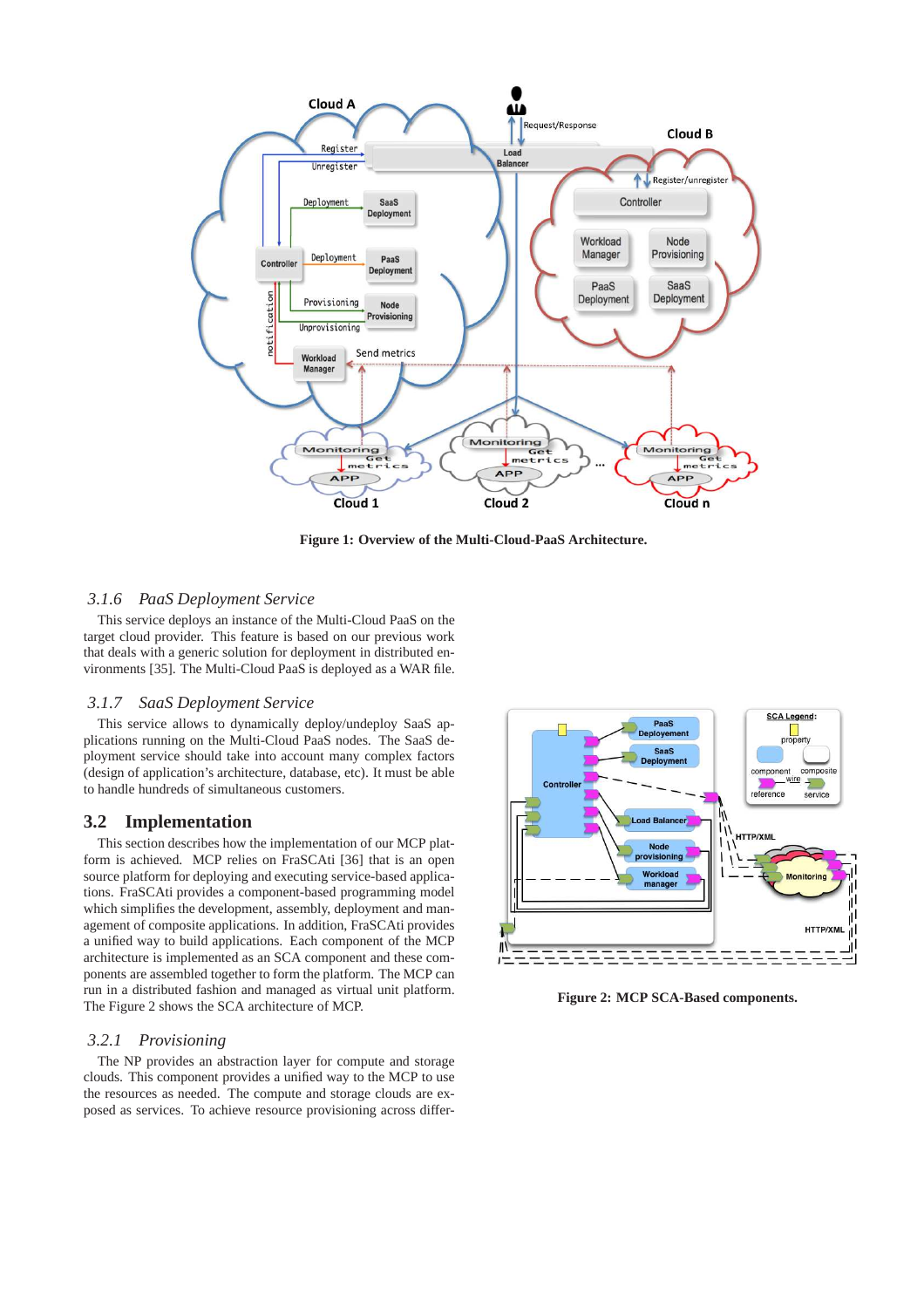Figure 1: Overview of the Multi-Cloud-PaaS Architecture.

### 3.1.6 PaaS Deployment Service

This service deploys an instance of the Multi-Cloud PaaS on the target cloud provider. This feature is based on our previous work that deals with a generic solution for deployment in distributed environments [35]. The Multi-Cloud PaaS is deployed as a WAR file.

### 3.1.7 SaaS Deployment Service

This service allows to dynamically deploy/undeploy SaaS applications running on the Multi-Cloud PaaS nodes. The SaaS deployment service should take into account many complex factors (design of application's architecture, database, etc). It must be able to handle hundreds of simultaneous customers.

## 3.2 Implementation

This section describes how the implementation of our MCP platform is achieved. MCP relies on FraSCAti [36] that is an open source platform for deploying and executing service-based applications. FraSCAti provides a component-based programming model which simplifies the development, assembly, deployment and management of composite applications. In addition, FraSCAti provides a unified way to build applications. Each component of the MCP architecture is implemented as an SCA component and these components are assembled together to form the platform. The MCP can run in a distributed fashion and managed as virtual unit platform. The Figure 2 shows the SCA architecture of MCP.

Figure 2: MCP SCA-Based components.

### 3.2.1 Provisioning

The NP provides an abstraction layer for compute and storage clouds. This component provides a unified way to the MCP to use the resources as needed. The compute and storage clouds are exposed as services. To achieve resource provisioning across differ-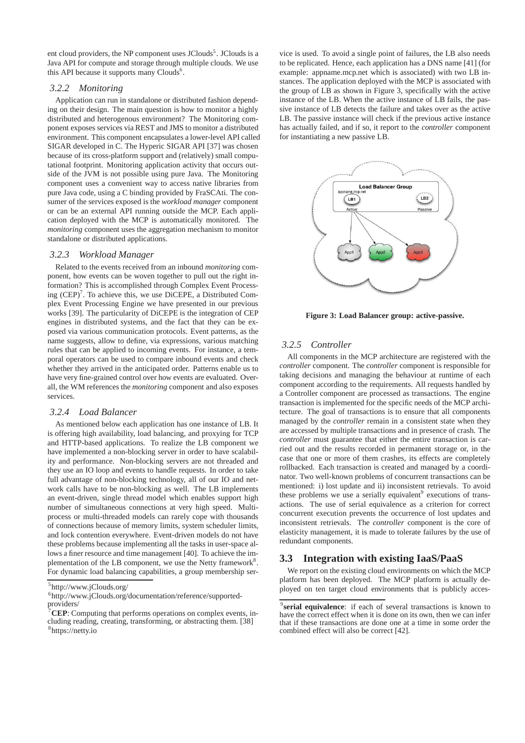ent cloud providers, the NP component uses JClouds[5]. JClouds is a Java API for compute and storage through multiple clouds. We use this API because it supports many Clouds[6].

### 3.2.2 Monitoring

Application can run in standalone or distributed fashion depending on their design. The main question is how to monitor a highly distributed and heterogenous environment? The Monitoring component exposes services via REST and JMS to monitor a distributed environment. This component encapsulates a lower-level API called SIGAR developed in C. The Hyperic SIGAR API [37] was chosen because of its cross-platform support and (relatively) small computational footprint. Monitoring application activity that occurs outside of the JVM is not possible using pure Java. The Monitoring component uses a convenient way to access native libraries from pure Java code, using a C binding provided by FraSCAti. The consumer of the services exposed is the *workload manager* component or can be an external API running outside the MCP. Each application deployed with the MCP is automatically monitored. The *monitoring* component uses the aggregation mechanism to monitor standalone or distributed applications.

### 3.2.3 Workload Manager

Related to the events received from an inbound *monitoring* component, how events can be woven together to pull out the right information? This is accomplished through Complex Event Processing (CEP)[7]. To achieve this, we use DiCEPE, a Distributed Complex Event Processing Engine we have presented in our previous works [39]. The particularity of DiCEPE is the integration of CEP engines in distributed systems, and the fact that they can be exposed via various communication protocols. Event patterns, as the name suggests, allow to define, via expressions, various matching rules that can be applied to incoming events. For instance, a temporal operators can be used to compare inbound events and check whether they arrived in the anticipated order. Patterns enable us to have very fine-grained control over how events are evaluated. Overall, the WM references the *monitoring* component and also exposes services.

### 3.2.4 Load Balancer

As mentioned below each application has one instance of LB. It is offering high availability, load balancing, and proxying for TCP and HTTP-based applications. To realize the LB component we have implemented a non-blocking server in order to have scalability and performance. Non-blocking servers are not threaded and they use an IO loop and events to handle requests. In order to take full advantage of non-blocking technology, all of our IO and network calls have to be non-blocking as well. The LB implements an event-driven, single thread model which enables support high number of simultaneous connections at very high speed. Multi-process or multi-threaded models can rarely cope with thousands of connections because of memory limits, system scheduler limits, and lock contention everywhere. Event-driven models do not have these problems because implementing all the tasks in user-space allows a finer resource and time management [40]. To achieve the implementation of the LB component, we use the Netty framework[8]. For dynamic load balancing capabilities, a group membership service is used. To avoid a single point of failures, the LB also needs to be replicated. Hence, each application has a DNS name [41] (for example: appname.mcp.net which is associated) with two LB instances. The application deployed with the MCP is associated with the group of LB as shown in Figure 3, specifically with the active instance of the LB. When the active instance of LB fails, the passive instance of LB detects the failure and takes over as the active LB. The passive instance will check if the previous active instance has actually failed, and if so, it report to the *controller* component for instantiating a new passive LB.

**Figure 3: Load Balancer group: active-passive.**

### 3.2.5 Controller

All components in the MCP architecture are registered with the *controller* component. The *controller* component is responsible for taking decisions and managing the behaviour at runtime of each component according to the requirements. All requests handled by a Controller component are processed as transactions. The engine transaction is implemented for the specific needs of the MCP architecture. The goal of transactions is to ensure that all components managed by the *controller* remain in a consistent state when they are accessed by multiple transactions and in presence of crash. The *controller* must guarantee that either the entire transaction is carried out and the results recorded in permanent storage or, in the case that one or more of them crashes, its effects are completely rollbacked. Each transaction is created and managed by a coordinator. Two well-known problems of concurrent transactions can be mentioned: i) lost update and ii) inconsistent retrievals. To avoid these problems we use a serially equivalent[9] executions of transactions. The use of serial equivalence as a criterion for correct concurrent execution prevents the occurrence of lost updates and inconsistent retrievals. The *controller* component is the core of elasticity management, it is made to tolerate failures by the use of redundant components.

## 3.3 Integration with existing IaaS/PaaS

We report on the existing cloud environments on which the MCP platform has been deployed. The MCP platform is actually deployed on ten target cloud environments that is publicly acces-

---

[5] http://www.jClouds.org/

[6] http://www.jClouds.org/documentation/reference/supported-providers/

[7] **CEP**: Computing that performs operations on complex events, including reading, creating, transforming, or abstracting them. [38]

[8] https://netty.io

[9] **serial equivalence**: if each of several transactions is known to have the correct effect when it is done on its own, then we can infer that if these transactions are done one at a time in some order the combined effect will also be correct [42].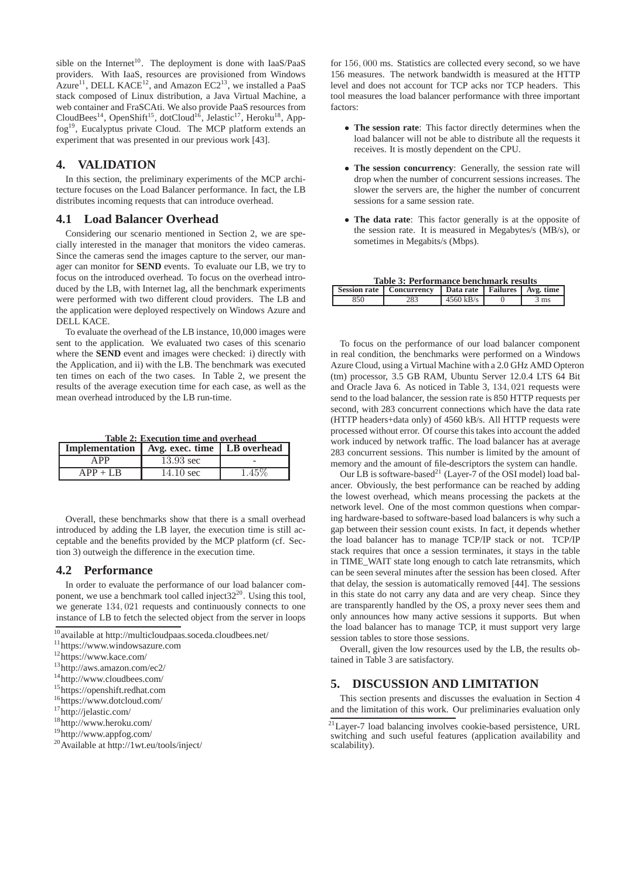sible on the Internet[10]. The deployment is done with IaaS/PaaS providers. With IaaS, resources are provisioned from Windows Azure[11], DELL KACE[12], and Amazon EC2[13], we installed a PaaS stack composed of Linux distribution, a Java Virtual Machine, a web container and FraSCAti. We also provide PaaS resources from CloudBees[14], OpenShift[15], dotCloud[16], Jelastic[17], Heroku[18], Appfog[19], Eucalyptus private Cloud. The MCP platform extends an experiment that was presented in our previous work [43].

# 4. VALIDATION

In this section, the preliminary experiments of the MCP architecture focuses on the Load Balancer performance. In fact, the LB distributes incoming requests that can introduce overhead.

## 4.1 Load Balancer Overhead

Considering our scenario mentioned in Section 2, we are specially interested in the manager that monitors the video cameras. Since the cameras send the images capture to the server, our manager can monitor for **SEND** events. To evaluate our LB, we try to focus on the introduced overhead. To focus on the overhead introduced by the LB, with Internet lag, all the benchmark experiments were performed with two different cloud providers. The LB and the application were deployed respectively on Windows Azure and DELL KACE.

To evaluate the overhead of the LB instance, 10,000 images were sent to the application. We evaluated two cases of this scenario where the **SEND** event and images were checked: i) directly with the Application, and ii) with the LB. The benchmark was executed ten times on each of the two cases. In Table 2, we present the results of the average execution time for each case, as well as the mean overhead introduced by the LB run-time.

**Table 2: Execution time and overhead**

| Implementation | Avg. exec. time | LB overhead |
|---|---|---|
| APP | 13.93 sec | - |
| APP + LB | 14.10 sec | 1.45% |

Overall, these benchmarks show that there is a small overhead introduced by adding the LB layer, the execution time is still acceptable and the benefits provided by the MCP platform (cf. Section 3) outweigh the difference in the execution time.

## 4.2 Performance

In order to evaluate the performance of our load balancer component, we use a benchmark tool called inject32[20]. Using this tool, we generate $134,021$ requests and continuously connects to one instance of LB to fetch the selected object from the server in loops for $156,000$ ms. Statistics are collected every second, so we have 156 measures. The network bandwidth is measured at the HTTP level and does not account for TCP acks nor TCP headers. This tool measures the load balancer performance with three important factors:

- **The session rate**: This factor directly determines when the load balancer will not be able to distribute all the requests it receives. It is mostly dependent on the CPU.
- **The session concurrency**: Generally, the session rate will drop when the number of concurrent sessions increases. The slower the servers are, the higher the number of concurrent sessions for a same session rate.
- **The data rate**: This factor generally is at the opposite of the session rate. It is measured in Megabytes/s (MB/s), or sometimes in Megabits/s (Mbps).

**Table 3: Performance benchmark results**

| Session rate | Concurrency | Data rate | Failures | Avg. time |
|---|---|---|---|---|
| 850 | 283 | 4560 kB/s | 0 | 3 ms |

To focus on the performance of our load balancer component in real condition, the benchmarks were performed on a Windows Azure Cloud, using a Virtual Machine with a 2.0 GHz AMD Opteron (tm) processor, 3.5 GB RAM, Ubuntu Server 12.0.4 LTS 64 Bit and Oracle Java 6. As noticed in Table 3, $134,021$ requests were send to the load balancer, the session rate is 850 HTTP requests per second, with 283 concurrent connections which have the data rate (HTTP headers+data only) of 4560 kB/s. All HTTP requests were processed without error. Of course this takes into account the added work induced by network traffic. The load balancer has at average 283 concurrent sessions. This number is limited by the amount of memory and the amount of file-descriptors the system can handle.

Our LB is software-based[21] (Layer-7 of the OSI model) load balancer. Obviously, the best performance can be reached by adding the lowest overhead, which means processing the packets at the network level. One of the most common questions when comparing hardware-based to software-based load balancers is why such a gap between their session count exists. In fact, it depends whether the load balancer has to manage TCP/IP stack or not. TCP/IP stack requires that once a session terminates, it stays in the table in TIME_WAIT state long enough to catch late retransmits, which can be seen several minutes after the session has been closed. After that delay, the session is automatically removed [44]. The sessions in this state do not carry any data and are very cheap. Since they are transparently handled by the OS, a proxy never sees them and only announces how many active sessions it supports. But when the load balancer has to manage TCP, it must support very large session tables to store those sessions.

Overall, given the low resources used by the LB, the results obtained in Table 3 are satisfactory.

# 5. DISCUSSION AND LIMITATION

This section presents and discusses the evaluation in Section 4 and the limitation of this work. Our preliminaries evaluation only

[10] available at http://multicloudpaas.soceda.cloudbees.net/

[11] https://www.windowsazure.com

[12] https://www.kace.com/

[13] http://aws.amazon.com/ec2/

[14] http://www.cloudbees.com/

[15] https://openshift.redhat.com

[16] https://www.dotcloud.com/

[17] http://jelastic.com/

[18] http://www.heroku.com/

[19] http://www.appfog.com/

[20] Available at http://1wt.eu/tools/inject/

[21] Layer-7 load balancing involves cookie-based persistence, URL switching and such useful features (application availability and scalability).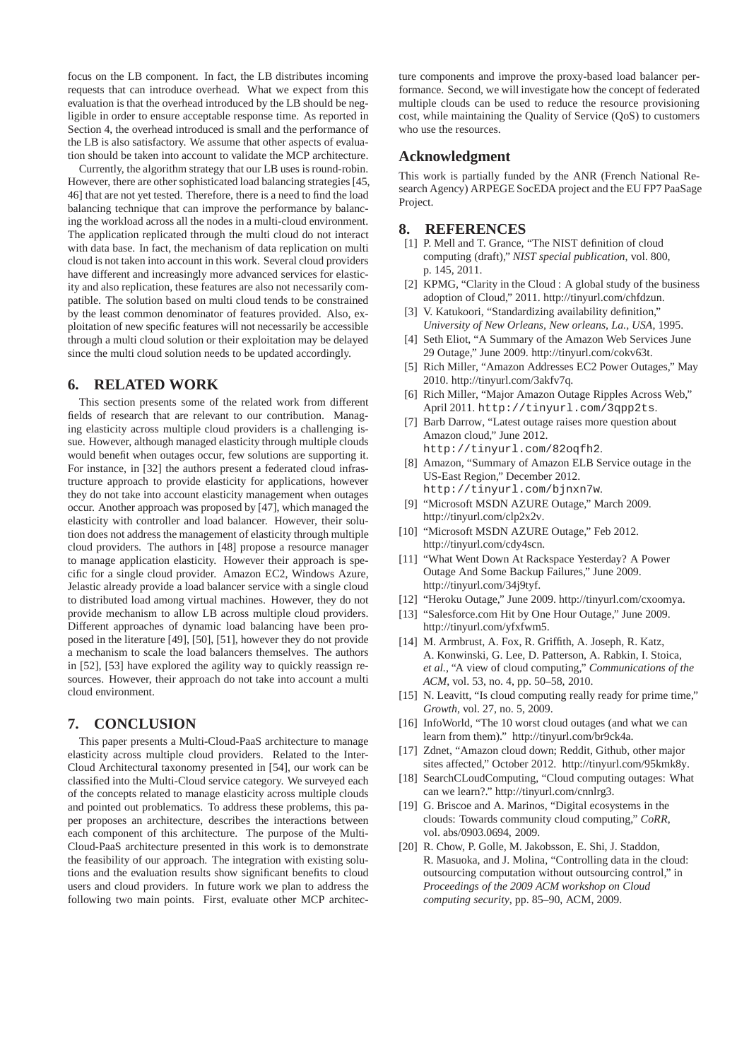focus on the LB component. In fact, the LB distributes incoming requests that can introduce overhead. What we expect from this evaluation is that the overhead introduced by the LB should be negligible in order to ensure acceptable response time. As reported in Section 4, the overhead introduced is small and the performance of the LB is also satisfactory. We assume that other aspects of evaluation should be taken into account to validate the MCP architecture.

Currently, the algorithm strategy that our LB uses is round-robin. However, there are other sophisticated load balancing strategies [45, 46] that are not yet tested. Therefore, there is a need to find the load balancing technique that can improve the performance by balancing the workload across all the nodes in a multi-cloud environment. The application replicated through the multi cloud do not interact with data base. In fact, the mechanism of data replication on multi cloud is not taken into account in this work. Several cloud providers have different and increasingly more advanced services for elasticity and also replication, these features are also not necessarily compatible. The solution based on multi cloud tends to be constrained by the least common denominator of features provided. Also, exploitation of new specific features will not necessarily be accessible through a multi cloud solution or their exploitation may be delayed since the multi cloud solution needs to be updated accordingly.

## 6. RELATED WORK

This section presents some of the related work from different fields of research that are relevant to our contribution. Managing elasticity across multiple cloud providers is a challenging issue. However, although managed elasticity through multiple clouds would benefit when outages occur, few solutions are supporting it. For instance, in [32] the authors present a federated cloud infrastructure approach to provide elasticity for applications, however they do not take into account elasticity management when outages occur. Another approach was proposed by [47], which managed the elasticity with controller and load balancer. However, their solution does not address the management of elasticity through multiple cloud providers. The authors in [48] propose a resource manager to manage application elasticity. However their approach is specific for a single cloud provider. Amazon EC2, Windows Azure, Jelastic already provide a load balancer service with a single cloud to distributed load among virtual machines. However, they do not provide mechanism to allow LB across multiple cloud providers. Different approaches of dynamic load balancing have been proposed in the literature [49], [50], [51], however they do not provide a mechanism to scale the load balancers themselves. The authors in [52], [53] have explored the agility way to quickly reassign resources. However, their approach do not take into account a multi cloud environment.

## 7. CONCLUSION

This paper presents a Multi-Cloud-PaaS architecture to manage elasticity across multiple cloud providers. Related to the Inter-Cloud Architectural taxonomy presented in [54], our work can be classified into the Multi-Cloud service category. We surveyed each of the concepts related to manage elasticity across multiple clouds and pointed out problematics. To address these problems, this paper proposes an architecture, describes the interactions between each component of this architecture. The purpose of the Multi-Cloud-PaaS architecture presented in this work is to demonstrate the feasibility of our approach. The integration with existing solutions and the evaluation results show significant benefits to cloud users and cloud providers. In future work we plan to address the following two main points. First, evaluate other MCP architecture components and improve the proxy-based load balancer performance. Second, we will investigate how the concept of federated multiple clouds can be used to reduce the resource provisioning cost, while maintaining the Quality of Service (QoS) to customers who use the resources.

## Acknowledgment

This work is partially funded by the ANR (French National Research Agency) ARPEGE SocEDA project and the EU FP7 PaaSage Project.

## 8. REFERENCES

[1] P. Mell and T. Grance, "The NIST definition of cloud computing (draft)," *NIST special publication*, vol. 800, p. 145, 2011.

[2] KPMG, "Clarity in the Cloud : A global study of the business adoption of Cloud," 2011. http://tinyurl.com/chfdzun.

[3] V. Katukoori, "Standardizing availability definition," *University of New Orleans, New orleans, La., USA*, 1995.

[4] Seth Eliot, "A Summary of the Amazon Web Services June 29 Outage," June 2009. http://tinyurl.com/cokv63t.

[5] Rich Miller, "Amazon Addresses EC2 Power Outages," May 2010. http://tinyurl.com/3akfv7q.

[6] Rich Miller, "Major Amazon Outage Ripples Across Web," April 2011. http://tinyurl.com/3qpp2ts.

[7] Barb Darrow, "Latest outage raises more question about Amazon cloud," June 2012. http://tinyurl.com/82oqfh2.

[8] Amazon, "Summary of Amazon ELB Service outage in the US-East Region," December 2012. http://tinyurl.com/bjnxn7w.

[9] "Microsoft MSDN AZURE Outage," March 2009. http://tinyurl.com/clp2x2v.

[10] "Microsoft MSDN AZURE Outage," Feb 2012. http://tinyurl.com/cdy4scn.

[11] "What Went Down At Rackspace Yesterday? A Power Outage And Some Backup Failures," June 2009. http://tinyurl.com/34j9tyf.

[12] "Heroku Outage," June 2009. http://tinyurl.com/cxoomya.

[13] "Salesforce.com Hit by One Hour Outage," June 2009. http://tinyurl.com/yfxfwm5.

[14] M. Armbrust, A. Fox, R. Griffith, A. Joseph, R. Katz, A. Konwinski, G. Lee, D. Patterson, A. Rabkin, I. Stoica, *et al.*, "A view of cloud computing," *Communications of the ACM*, vol. 53, no. 4, pp. 50–58, 2010.

[15] N. Leavitt, "Is cloud computing really ready for prime time," *Growth*, vol. 27, no. 5, 2009.

[16] InfoWorld, "The 10 worst cloud outages (and what we can learn from them)." http://tinyurl.com/br9ck4a.

[17] Zdnet, "Amazon cloud down; Reddit, Github, other major sites affected," October 2012. http://tinyurl.com/95kmk8y.

[18] SearchCLoudComputing, "Cloud computing outages: What can we learn?." http://tinyurl.com/cnnlrg3.

[19] G. Briscoe and A. Marinos, "Digital ecosystems in the clouds: Towards community cloud computing," *CoRR*, vol. abs/0903.0694, 2009.

[20] R. Chow, P. Golle, M. Jakobsson, E. Shi, J. Staddon, R. Masuoka, and J. Molina, "Controlling data in the cloud: outsourcing computation without outsourcing control," in *Proceedings of the 2009 ACM workshop on Cloud computing security*, pp. 85–90, ACM, 2009.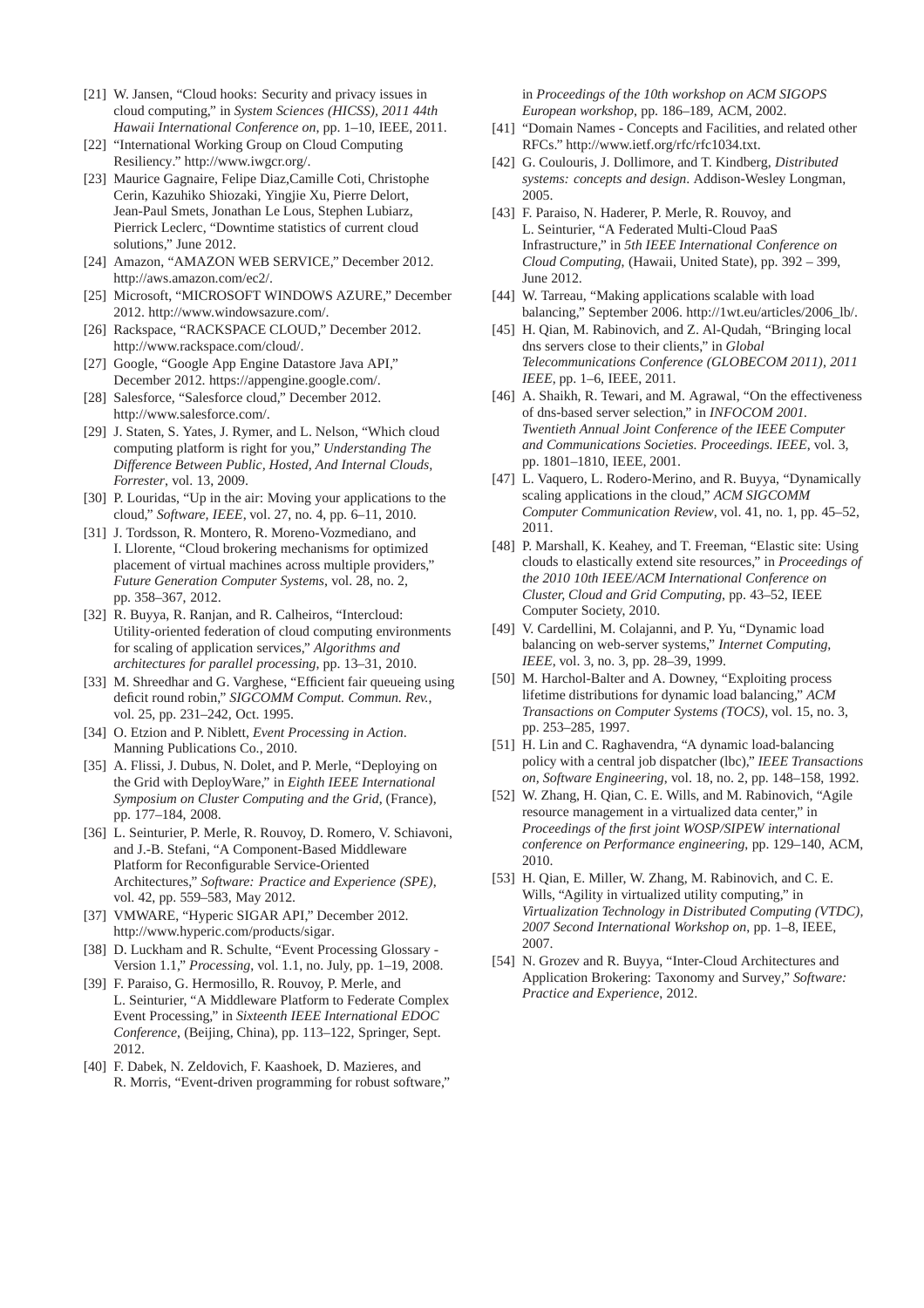- [21] W. Jansen, "Cloud hooks: Security and privacy issues in cloud computing," in *System Sciences (HICSS), 2011 44th Hawaii International Conference on*, pp. 1–10, IEEE, 2011.
- [22] "International Working Group on Cloud Computing Resiliency." http://www.iwgcr.org/.
- [23] Maurice Gagnaire, Felipe Diaz,Camille Coti, Christophe Cerin, Kazuhiko Shiozaki, Yingjie Xu, Pierre Delort, Jean-Paul Smets, Jonathan Le Lous, Stephen Lubiarz, Pierrick Leclerc, "Downtime statistics of current cloud solutions," June 2012.
- [24] Amazon, "AMAZON WEB SERVICE," December 2012. http://aws.amazon.com/ec2/.
- [25] Microsoft, "MICROSOFT WINDOWS AZURE," December 2012. http://www.windowsazure.com/.
- [26] Rackspace, "RACKSPACE CLOUD," December 2012. http://www.rackspace.com/cloud/.
- [27] Google, "Google App Engine Datastore Java API," December 2012. https://appengine.google.com/.
- [28] Salesforce, "Salesforce cloud," December 2012. http://www.salesforce.com/.
- [29] J. Staten, S. Yates, J. Rymer, and L. Nelson, "Which cloud computing platform is right for you," *Understanding The Difference Between Public, Hosted, And Internal Clouds, Forrester*, vol. 13, 2009.
- [30] P. Louridas, "Up in the air: Moving your applications to the cloud," *Software, IEEE*, vol. 27, no. 4, pp. 6–11, 2010.
- [31] J. Tordsson, R. Montero, R. Moreno-Vozmediano, and I. Llorente, "Cloud brokering mechanisms for optimized placement of virtual machines across multiple providers," *Future Generation Computer Systems*, vol. 28, no. 2, pp. 358–367, 2012.
- [32] R. Buyya, R. Ranjan, and R. Calheiros, "Intercloud: Utility-oriented federation of cloud computing environments for scaling of application services," *Algorithms and architectures for parallel processing*, pp. 13–31, 2010.
- [33] M. Shreedhar and G. Varghese, "Efficient fair queueing using deficit round robin," *SIGCOMM Comput. Commun. Rev.*, vol. 25, pp. 231–242, Oct. 1995.
- [34] O. Etzion and P. Niblett, *Event Processing in Action*. Manning Publications Co., 2010.
- [35] A. Flissi, J. Dubus, N. Dolet, and P. Merle, "Deploying on the Grid with DeployWare," in *Eighth IEEE International Symposium on Cluster Computing and the Grid*, (France), pp. 177–184, 2008.
- [36] L. Seinturier, P. Merle, R. Rouvoy, D. Romero, V. Schiavoni, and J.-B. Stefani, "A Component-Based Middleware Platform for Reconfigurable Service-Oriented Architectures," *Software: Practice and Experience (SPE)*, vol. 42, pp. 559–583, May 2012.
- [37] VMWARE, "Hyperic SIGAR API," December 2012. http://www.hyperic.com/products/sigar.
- [38] D. Luckham and R. Schulte, "Event Processing Glossary - Version 1.1," *Processing*, vol. 1.1, no. July, pp. 1–19, 2008.
- [39] F. Paraiso, G. Hermosillo, R. Rouvoy, P. Merle, and L. Seinturier, "A Middleware Platform to Federate Complex Event Processing," in *Sixteenth IEEE International EDOC Conference*, (Beijing, China), pp. 113–122, Springer, Sept. 2012.
- [40] F. Dabek, N. Zeldovich, F. Kaashoek, D. Mazieres, and R. Morris, "Event-driven programming for robust software," in *Proceedings of the 10th workshop on ACM SIGOPS European workshop*, pp. 186–189, ACM, 2002.
- [41] "Domain Names - Concepts and Facilities, and related other RFCs." http://www.ietf.org/rfc/rfc1034.txt.
- [42] G. Coulouris, J. Dollimore, and T. Kindberg, *Distributed systems: concepts and design*. Addison-Wesley Longman, 2005.
- [43] F. Paraiso, N. Haderer, P. Merle, R. Rouvoy, and L. Seinturier, "A Federated Multi-Cloud PaaS Infrastructure," in *5th IEEE International Conference on Cloud Computing*, (Hawaii, United State), pp. 392 – 399, June 2012.
- [44] W. Tarreau, "Making applications scalable with load balancing," September 2006. http://1wt.eu/articles/2006_lb/.
- [45] H. Qian, M. Rabinovich, and Z. Al-Qudah, "Bringing local dns servers close to their clients," in *Global Telecommunications Conference (GLOBECOM 2011), 2011 IEEE*, pp. 1–6, IEEE, 2011.
- [46] A. Shaikh, R. Tewari, and M. Agrawal, "On the effectiveness of dns-based server selection," in *INFOCOM 2001. Twentieth Annual Joint Conference of the IEEE Computer and Communications Societies. Proceedings. IEEE*, vol. 3, pp. 1801–1810, IEEE, 2001.
- [47] L. Vaquero, L. Rodero-Merino, and R. Buyya, "Dynamically scaling applications in the cloud," *ACM SIGCOMM Computer Communication Review*, vol. 41, no. 1, pp. 45–52, 2011.
- [48] P. Marshall, K. Keahey, and T. Freeman, "Elastic site: Using clouds to elastically extend site resources," in *Proceedings of the 2010 10th IEEE/ACM International Conference on Cluster, Cloud and Grid Computing*, pp. 43–52, IEEE Computer Society, 2010.
- [49] V. Cardellini, M. Colajanni, and P. Yu, "Dynamic load balancing on web-server systems," *Internet Computing, IEEE*, vol. 3, no. 3, pp. 28–39, 1999.
- [50] M. Harchol-Balter and A. Downey, "Exploiting process lifetime distributions for dynamic load balancing," *ACM Transactions on Computer Systems (TOCS)*, vol. 15, no. 3, pp. 253–285, 1997.
- [51] H. Lin and C. Raghavendra, "A dynamic load-balancing policy with a central job dispatcher (lbc)," *IEEE Transactions on, Software Engineering*, vol. 18, no. 2, pp. 148–158, 1992.
- [52] W. Zhang, H. Qian, C. E. Wills, and M. Rabinovich, "Agile resource management in a virtualized data center," in *Proceedings of the first joint WOSP/SIPEW international conference on Performance engineering*, pp. 129–140, ACM, 2010.
- [53] H. Qian, E. Miller, W. Zhang, M. Rabinovich, and C. E. Wills, "Agility in virtualized utility computing," in *Virtualization Technology in Distributed Computing (VTDC), 2007 Second International Workshop on*, pp. 1–8, IEEE, 2007.
- [54] N. Grozev and R. Buyya, "Inter-Cloud Architectures and Application Brokering: Taxonomy and Survey," *Software: Practice and Experience*, 2012.